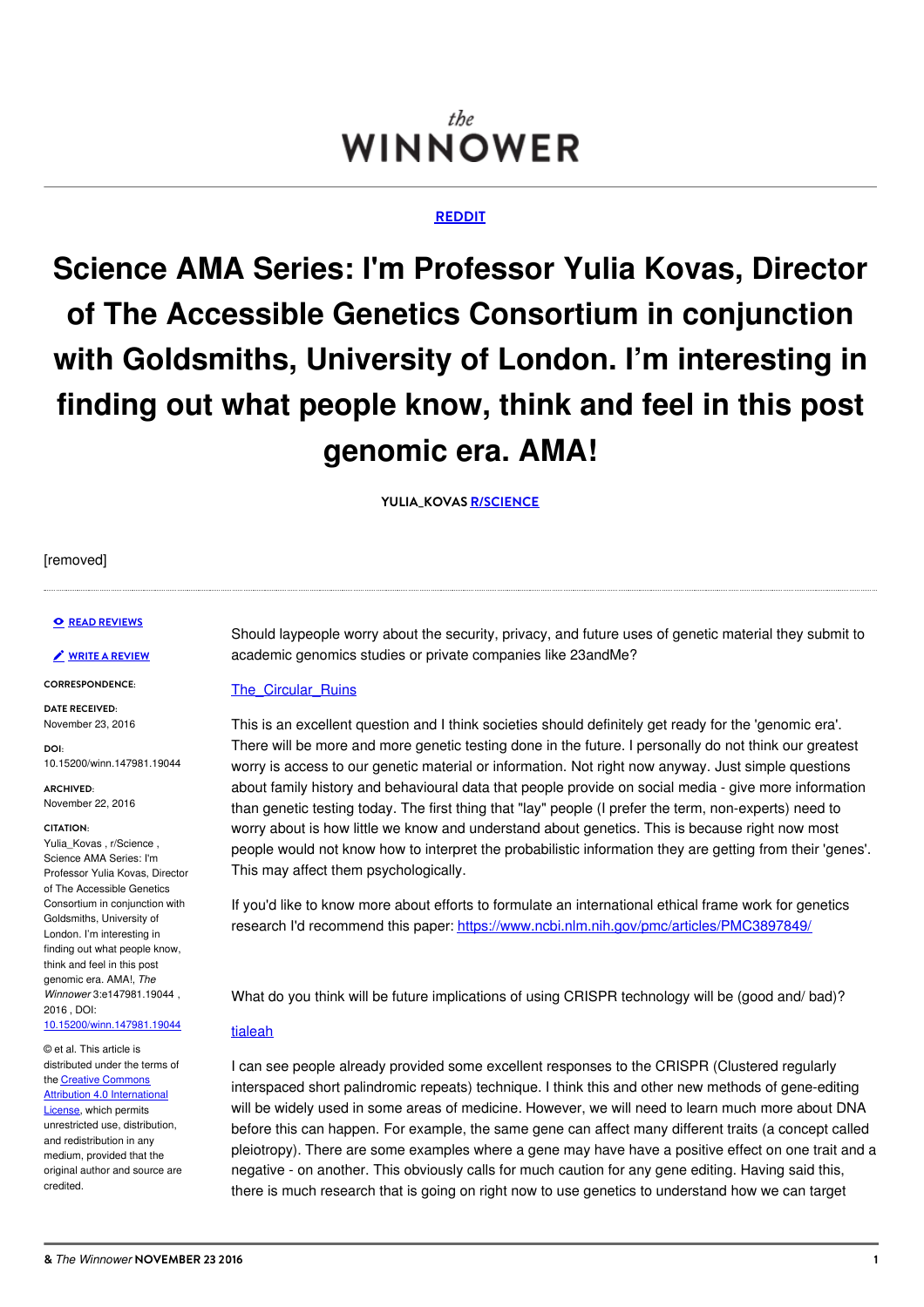the
WINNOWER

REDDIT

# Science AMA Series: I'm Professor Yulia Kovas, Director of The Accessible Genetics Consortium in conjunction with Goldsmiths, University of London. I'm interesting in finding out what people know, think and feel in this post genomic era. AMA!

**YULIA_KOVAS** R/SCIENCE

[removed]

READ REVIEWS

WRITE A REVIEW

**CORRESPONDENCE:**

**DATE RECEIVED:**
November 23, 2016

**DOI:**
10.15200/winn.147981.19044

**ARCHIVED:**
November 22, 2016

**CITATION:**
Yulia_Kovas , r/Science , Science AMA Series: I'm Professor Yulia Kovas, Director of The Accessible Genetics Consortium in conjunction with Goldsmiths, University of London. I'm interesting in finding out what people know, think and feel in this post genomic era. AMA!, *The Winnower* 3:e147981.19044 , 2016 , DOI: 10.15200/winn.147981.19044

© et al. This article is distributed under the terms of the Creative Commons Attribution 4.0 International License, which permits unrestricted use, distribution, and redistribution in any medium, provided that the original author and source are credited.

Should laypeople worry about the security, privacy, and future uses of genetic material they submit to academic genomics studies or private companies like 23andMe?

The_Circular_Ruins

This is an excellent question and I think societies should definitely get ready for the 'genomic era'. There will be more and more genetic testing done in the future. I personally do not think our greatest worry is access to our genetic material or information. Not right now anyway. Just simple questions about family history and behavioural data that people provide on social media - give more information than genetic testing today. The first thing that "lay" people (I prefer the term, non-experts) need to worry about is how little we know and understand about genetics. This is because right now most people would not know how to interpret the probabilistic information they are getting from their 'genes'. This may affect them psychologically.

If you'd like to know more about efforts to formulate an international ethical frame work for genetics research I'd recommend this paper: https://www.ncbi.nlm.nih.gov/pmc/articles/PMC3897849/

What do you think will be future implications of using CRISPR technology will be (good and/ bad)?

tialeah

I can see people already provided some excellent responses to the CRISPR (Clustered regularly interspaced short palindromic repeats) technique. I think this and other new methods of gene-editing will be widely used in some areas of medicine. However, we will need to learn much more about DNA before this can happen. For example, the same gene can affect many different traits (a concept called pleiotropy). There are some examples where a gene may have have a positive effect on one trait and a negative - on another. This obviously calls for much caution for any gene editing. Having said this, there is much research that is going on right now to use genetics to understand how we can target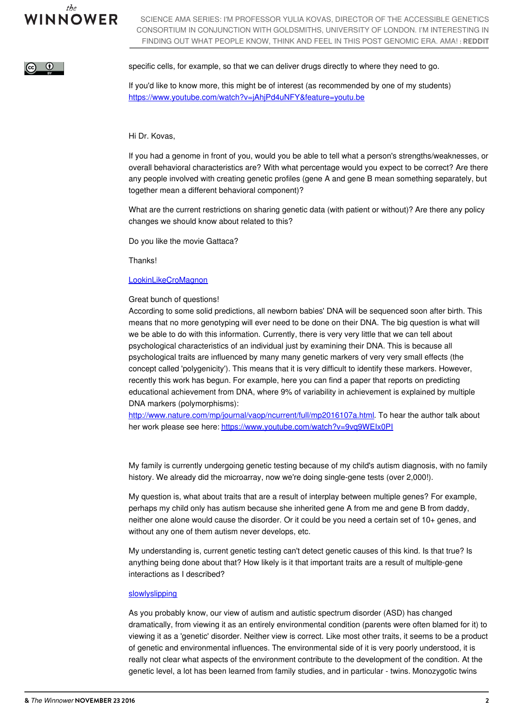specific cells, for example, so that we can deliver drugs directly to where they need to go.

If you'd like to know more, this might be of interest (as recommended by one of my students) https://www.youtube.com/watch?v=jAhjPd4uNFY&feature=youtu.be

Hi Dr. Kovas,

If you had a genome in front of you, would you be able to tell what a person's strengths/weaknesses, or overall behavioral characteristics are? With what percentage would you expect to be correct? Are there any people involved with creating genetic profiles (gene A and gene B mean something separately, but together mean a different behavioral component)?

What are the current restrictions on sharing genetic data (with patient or without)? Are there any policy changes we should know about related to this?

Do you like the movie Gattaca?

Thanks!

LookinLikeCroMagnon

Great bunch of questions!
According to some solid predictions, all newborn babies' DNA will be sequenced soon after birth. This means that no more genotyping will ever need to be done on their DNA. The big question is what will we be able to do with this information. Currently, there is very very little that we can tell about psychological characteristics of an individual just by examining their DNA. This is because all psychological traits are influenced by many many genetic markers of very very small effects (the concept called 'polygenicity'). This means that it is very difficult to identify these markers. However, recently this work has begun. For example, here you can find a paper that reports on predicting educational achievement from DNA, where 9% of variability in achievement is explained by multiple DNA markers (polymorphisms):
http://www.nature.com/mp/journal/vaop/ncurrent/full/mp2016107a.html. To hear the author talk about her work please see here: https://www.youtube.com/watch?v=9vq9WEIx0PI

My family is currently undergoing genetic testing because of my child's autism diagnosis, with no family history. We already did the microarray, now we're doing single-gene tests (over 2,000!).

My question is, what about traits that are a result of interplay between multiple genes? For example, perhaps my child only has autism because she inherited gene A from me and gene B from daddy, neither one alone would cause the disorder. Or it could be you need a certain set of 10+ genes, and without any one of them autism never develops, etc.

My understanding is, current genetic testing can't detect genetic causes of this kind. Is that true? Is anything being done about that? How likely is it that important traits are a result of multiple-gene interactions as I described?

slowlyslipping

As you probably know, our view of autism and autistic spectrum disorder (ASD) has changed dramatically, from viewing it as an entirely environmental condition (parents were often blamed for it) to viewing it as a 'genetic' disorder. Neither view is correct. Like most other traits, it seems to be a product of genetic and environmental influences. The environmental side of it is very poorly understood, it is really not clear what aspects of the environment contribute to the development of the condition. At the genetic level, a lot has been learned from family studies, and in particular - twins. Monozygotic twins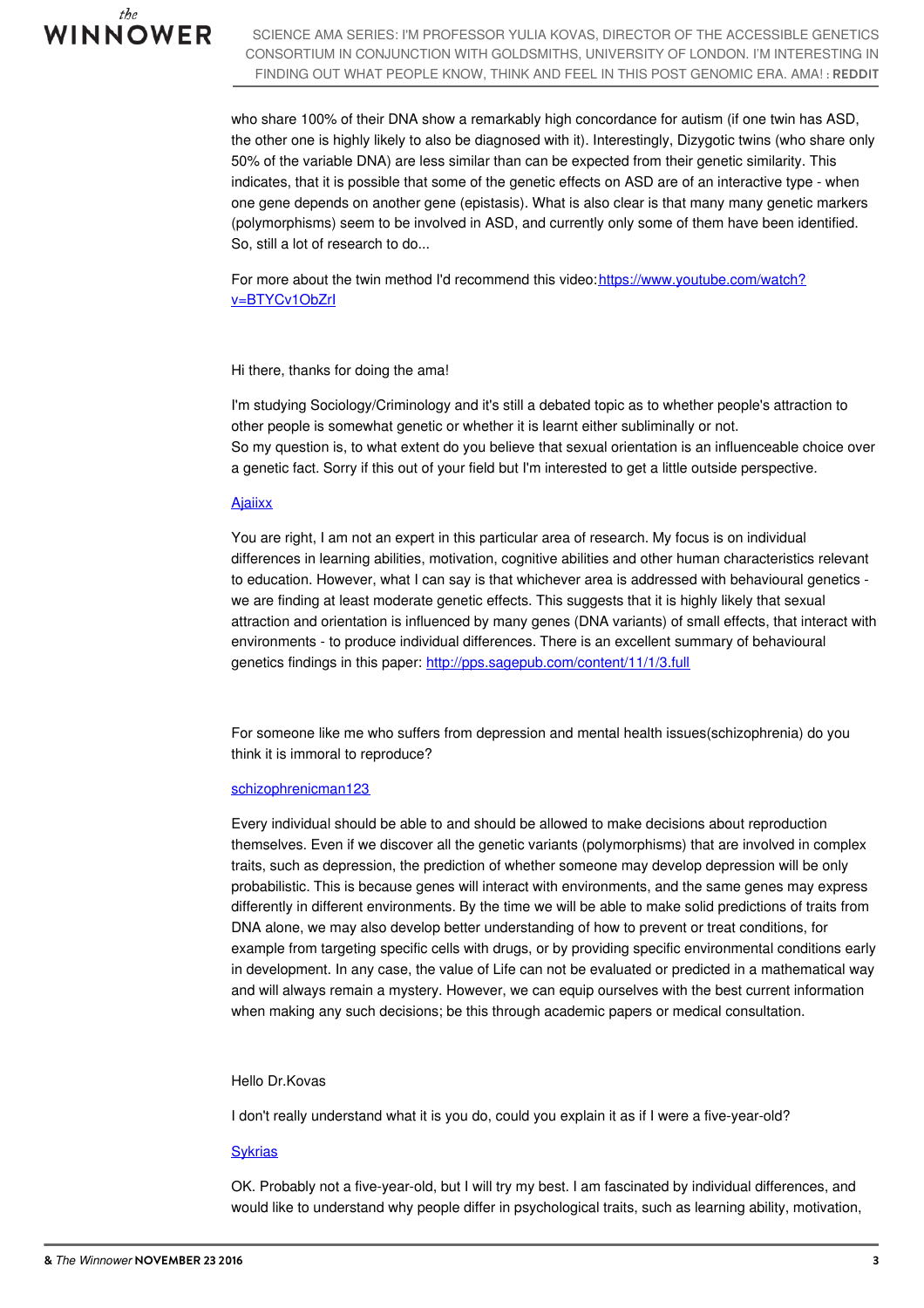who share 100% of their DNA show a remarkably high concordance for autism (if one twin has ASD, the other one is highly likely to also be diagnosed with it). Interestingly, Dizygotic twins (who share only 50% of the variable DNA) are less similar than can be expected from their genetic similarity. This indicates, that it is possible that some of the genetic effects on ASD are of an interactive type - when one gene depends on another gene (epistasis). What is also clear is that many many genetic markers (polymorphisms) seem to be involved in ASD, and currently only some of them have been identified. So, still a lot of research to do...

For more about the twin method I'd recommend this video: [https://www.youtube.com/watch?v=BTYCv1ObZrI](https://www.youtube.com/watch?v=BTYCv1ObZrI)

Hi there, thanks for doing the ama!

I'm studying Sociology/Criminology and it's still a debated topic as to whether people's attraction to other people is somewhat genetic or whether it is learnt either subliminally or not.
So my question is, to what extent do you believe that sexual orientation is an influenceable choice over a genetic fact. Sorry if this out of your field but I'm interested to get a little outside perspective.

[Ajaiixx]()

You are right, I am not an expert in this particular area of research. My focus is on individual differences in learning abilities, motivation, cognitive abilities and other human characteristics relevant to education. However, what I can say is that whichever area is addressed with behavioural genetics - we are finding at least moderate genetic effects. This suggests that it is highly likely that sexual attraction and orientation is influenced by many genes (DNA variants) of small effects, that interact with environments - to produce individual differences. There is an excellent summary of behavioural genetics findings in this paper: [http://pps.sagepub.com/content/11/1/3.full](http://pps.sagepub.com/content/11/1/3.full)

For someone like me who suffers from depression and mental health issues(schizophrenia) do you think it is immoral to reproduce?

[schizophrenicman123]()

Every individual should be able to and should be allowed to make decisions about reproduction themselves. Even if we discover all the genetic variants (polymorphisms) that are involved in complex traits, such as depression, the prediction of whether someone may develop depression will be only probabilistic. This is because genes will interact with environments, and the same genes may express differently in different environments. By the time we will be able to make solid predictions of traits from DNA alone, we may also develop better understanding of how to prevent or treat conditions, for example from targeting specific cells with drugs, or by providing specific environmental conditions early in development. In any case, the value of Life can not be evaluated or predicted in a mathematical way and will always remain a mystery. However, we can equip ourselves with the best current information when making any such decisions; be this through academic papers or medical consultation.

Hello Dr.Kovas

I don't really understand what it is you do, could you explain it as if I were a five-year-old?

[Sykrias]()

OK. Probably not a five-year-old, but I will try my best. I am fascinated by individual differences, and would like to understand why people differ in psychological traits, such as learning ability, motivation,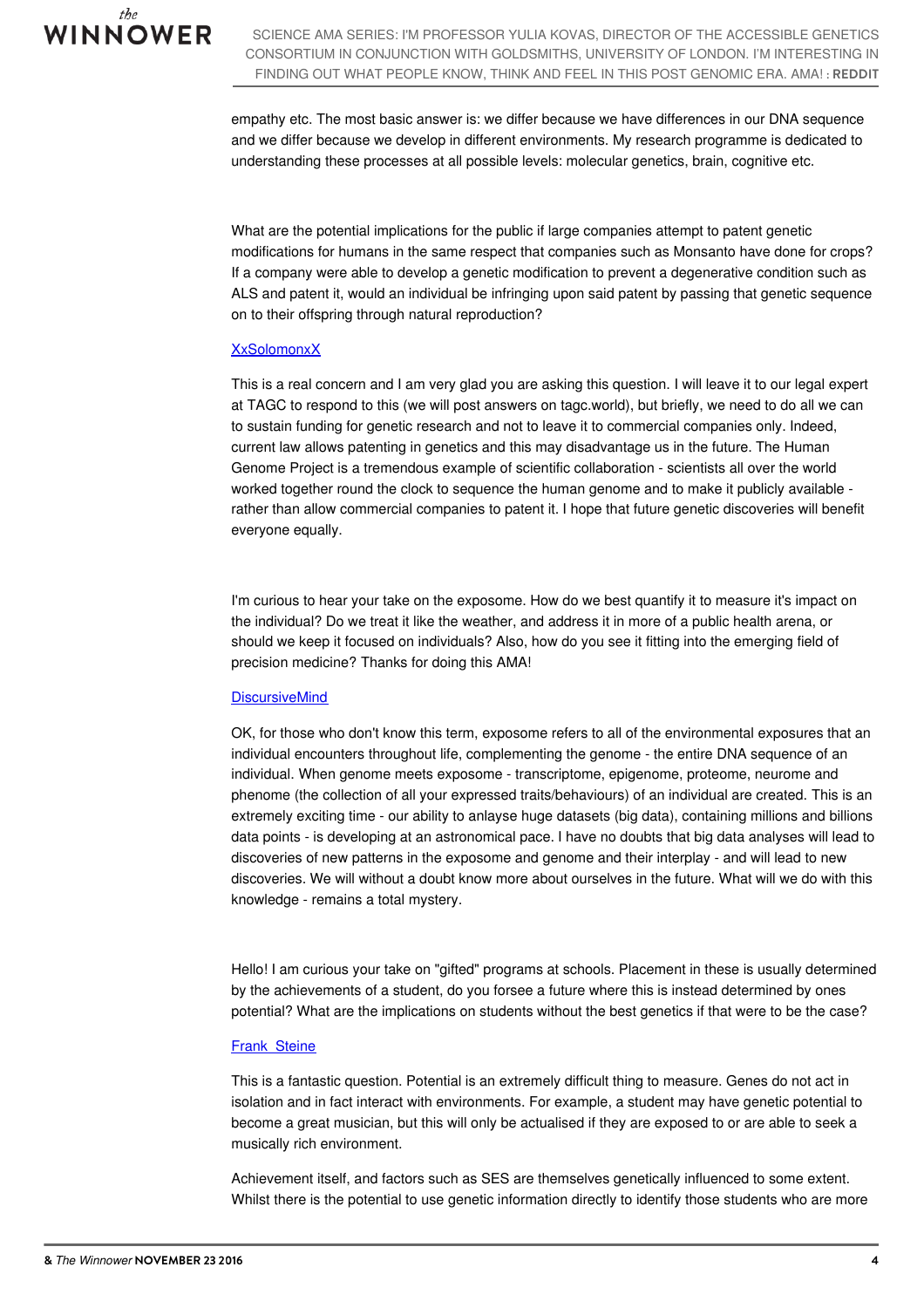empathy etc. The most basic answer is: we differ because we have differences in our DNA sequence and we differ because we develop in different environments. My research programme is dedicated to understanding these processes at all possible levels: molecular genetics, brain, cognitive etc.

What are the potential implications for the public if large companies attempt to patent genetic modifications for humans in the same respect that companies such as Monsanto have done for crops? If a company were able to develop a genetic modification to prevent a degenerative condition such as ALS and patent it, would an individual be infringing upon said patent by passing that genetic sequence on to their offspring through natural reproduction?

XxSolomonxX

This is a real concern and I am very glad you are asking this question. I will leave it to our legal expert at TAGC to respond to this (we will post answers on tagc.world), but briefly, we need to do all we can to sustain funding for genetic research and not to leave it to commercial companies only. Indeed, current law allows patenting in genetics and this may disadvantage us in the future. The Human Genome Project is a tremendous example of scientific collaboration - scientists all over the world worked together round the clock to sequence the human genome and to make it publicly available - rather than allow commercial companies to patent it. I hope that future genetic discoveries will benefit everyone equally.

I'm curious to hear your take on the exposome. How do we best quantify it to measure it's impact on the individual? Do we treat it like the weather, and address it in more of a public health arena, or should we keep it focused on individuals? Also, how do you see it fitting into the emerging field of precision medicine? Thanks for doing this AMA!

DiscursiveMind

OK, for those who don't know this term, exposome refers to all of the environmental exposures that an individual encounters throughout life, complementing the genome - the entire DNA sequence of an individual. When genome meets exposome - transcriptome, epigenome, proteome, neurome and phenome (the collection of all your expressed traits/behaviours) of an individual are created. This is an extremely exciting time - our ability to anlayse huge datasets (big data), containing millions and billions data points - is developing at an astronomical pace. I have no doubts that big data analyses will lead to discoveries of new patterns in the exposome and genome and their interplay - and will lead to new discoveries. We will without a doubt know more about ourselves in the future. What will we do with this knowledge - remains a total mystery.

Hello! I am curious your take on "gifted" programs at schools. Placement in these is usually determined by the achievements of a student, do you forsee a future where this is instead determined by ones potential? What are the implications on students without the best genetics if that were to be the case?

Frank_Steine

This is a fantastic question. Potential is an extremely difficult thing to measure. Genes do not act in isolation and in fact interact with environments. For example, a student may have genetic potential to become a great musician, but this will only be actualised if they are exposed to or are able to seek a musically rich environment.

Achievement itself, and factors such as SES are themselves genetically influenced to some extent. Whilst there is the potential to use genetic information directly to identify those students who are more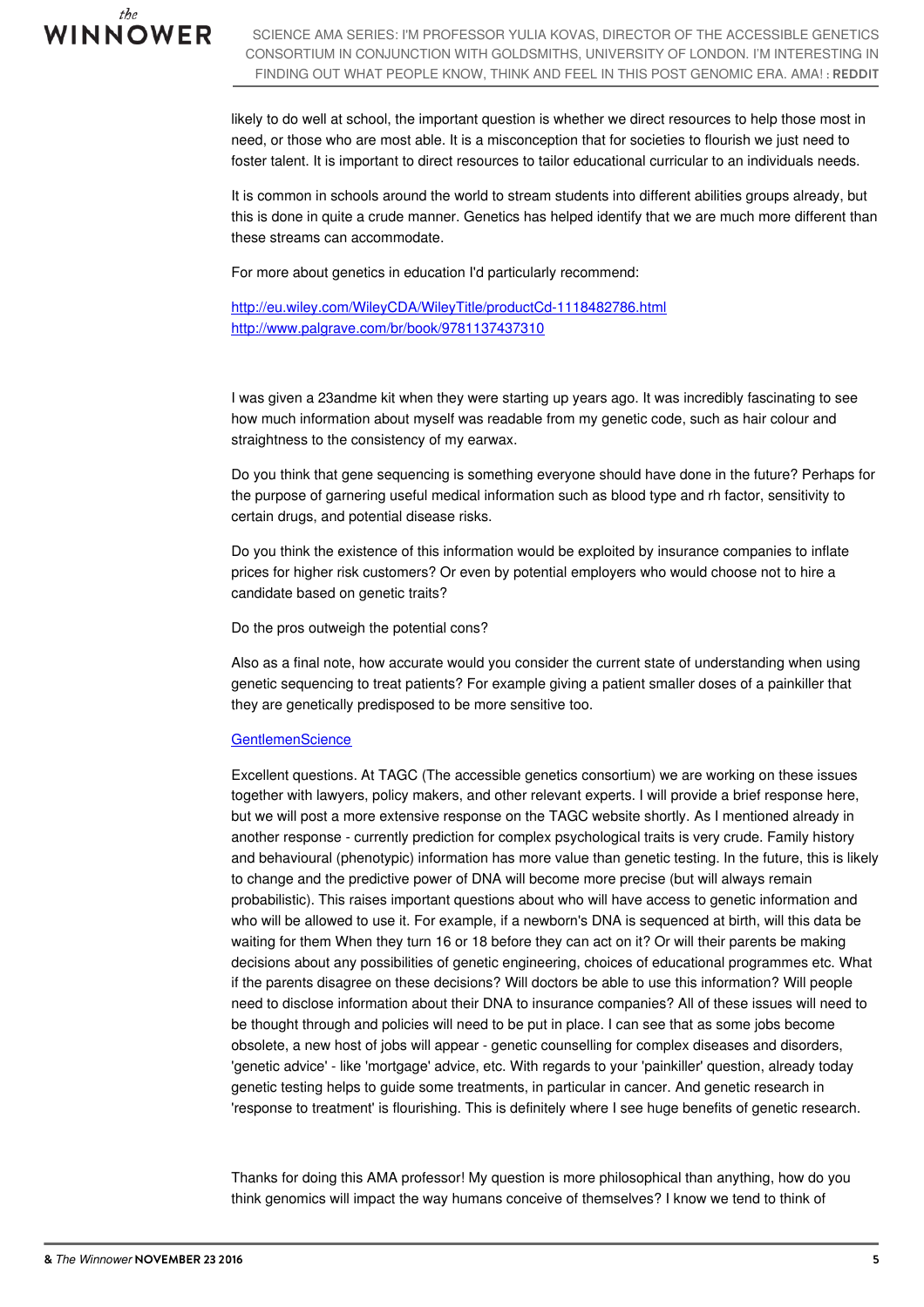likely to do well at school, the important question is whether we direct resources to help those most in need, or those who are most able. It is a misconception that for societies to flourish we just need to foster talent. It is important to direct resources to tailor educational curricular to an individuals needs.

It is common in schools around the world to stream students into different abilities groups already, but this is done in quite a crude manner. Genetics has helped identify that we are much more different than these streams can accommodate.

For more about genetics in education I'd particularly recommend:

http://eu.wiley.com/WileyCDA/WileyTitle/productCd-1118482786.html
http://www.palgrave.com/br/book/9781137437310

I was given a 23andme kit when they were starting up years ago. It was incredibly fascinating to see how much information about myself was readable from my genetic code, such as hair colour and straightness to the consistency of my earwax.

Do you think that gene sequencing is something everyone should have done in the future? Perhaps for the purpose of garnering useful medical information such as blood type and rh factor, sensitivity to certain drugs, and potential disease risks.

Do you think the existence of this information would be exploited by insurance companies to inflate prices for higher risk customers? Or even by potential employers who would choose not to hire a candidate based on genetic traits?

Do the pros outweigh the potential cons?

Also as a final note, how accurate would you consider the current state of understanding when using genetic sequencing to treat patients? For example giving a patient smaller doses of a painkiller that they are genetically predisposed to be more sensitive too.

GentlemenScience

Excellent questions. At TAGC (The accessible genetics consortium) we are working on these issues together with lawyers, policy makers, and other relevant experts. I will provide a brief response here, but we will post a more extensive response on the TAGC website shortly. As I mentioned already in another response - currently prediction for complex psychological traits is very crude. Family history and behavioural (phenotypic) information has more value than genetic testing. In the future, this is likely to change and the predictive power of DNA will become more precise (but will always remain probabilistic). This raises important questions about who will have access to genetic information and who will be allowed to use it. For example, if a newborn's DNA is sequenced at birth, will this data be waiting for them When they turn 16 or 18 before they can act on it? Or will their parents be making decisions about any possibilities of genetic engineering, choices of educational programmes etc. What if the parents disagree on these decisions? Will doctors be able to use this information? Will people need to disclose information about their DNA to insurance companies? All of these issues will need to be thought through and policies will need to be put in place. I can see that as some jobs become obsolete, a new host of jobs will appear - genetic counselling for complex diseases and disorders, 'genetic advice' - like 'mortgage' advice, etc. With regards to your 'painkiller' question, already today genetic testing helps to guide some treatments, in particular in cancer. And genetic research in 'response to treatment' is flourishing. This is definitely where I see huge benefits of genetic research.

Thanks for doing this AMA professor! My question is more philosophical than anything, how do you think genomics will impact the way humans conceive of themselves? I know we tend to think of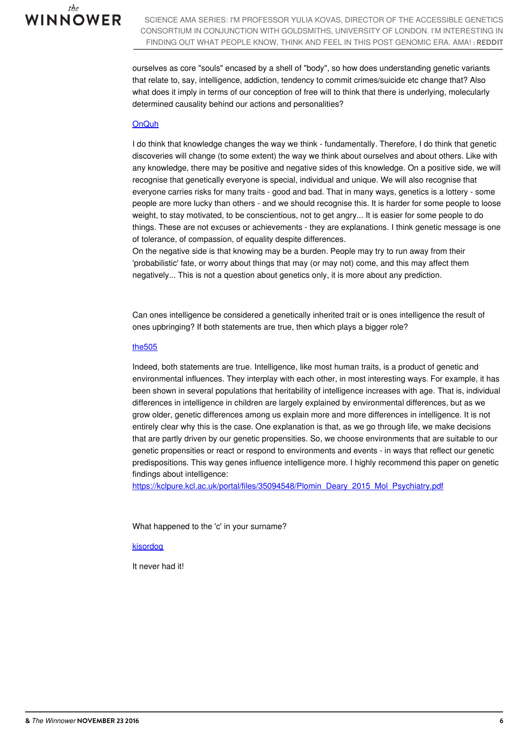ourselves as core "souls" encased by a shell of "body", so how does understanding genetic variants that relate to, say, intelligence, addiction, tendency to commit crimes/suicide etc change that? Also what does it imply in terms of our conception of free will to think that there is underlying, molecularly determined causality behind our actions and personalities?

[OnQuh](OnQuh)

I do think that knowledge changes the way we think - fundamentally. Therefore, I do think that genetic discoveries will change (to some extent) the way we think about ourselves and about others. Like with any knowledge, there may be positive and negative sides of this knowledge. On a positive side, we will recognise that genetically everyone is special, individual and unique. We will also recognise that everyone carries risks for many traits - good and bad. That in many ways, genetics is a lottery - some people are more lucky than others - and we should recognise this. It is harder for some people to loose weight, to stay motivated, to be conscientious, not to get angry... It is easier for some people to do things. These are not excuses or achievements - they are explanations. I think genetic message is one of tolerance, of compassion, of equality despite differences.
On the negative side is that knowing may be a burden. People may try to run away from their 'probabilistic' fate, or worry about things that may (or may not) come, and this may affect them negatively... This is not a question about genetics only, it is more about any prediction.

Can ones intelligence be considered a genetically inherited trait or is ones intelligence the result of ones upbringing? If both statements are true, then which plays a bigger role?

[the505](the505)

Indeed, both statements are true. Intelligence, like most human traits, is a product of genetic and environmental influences. They interplay with each other, in most interesting ways. For example, it has been shown in several populations that heritability of intelligence increases with age. That is, individual differences in intelligence in children are largely explained by environmental differences, but as we grow older, genetic differences among us explain more and more differences in intelligence. It is not entirely clear why this is the case. One explanation is that, as we go through life, we make decisions that are partly driven by our genetic propensities. So, we choose environments that are suitable to our genetic propensities or react or respond to environments and events - in ways that reflect our genetic predispositions. This way genes influence intelligence more. I highly recommend this paper on genetic findings about intelligence:
[https://kclpure.kcl.ac.uk/portal/files/35094548/Plomin_Deary_2015_Mol_Psychiatry.pdf](https://kclpure.kcl.ac.uk/portal/files/35094548/Plomin_Deary_2015_Mol_Psychiatry.pdf)

What happened to the 'c' in your surname?

[kisordog](kisordog)

It never had it!